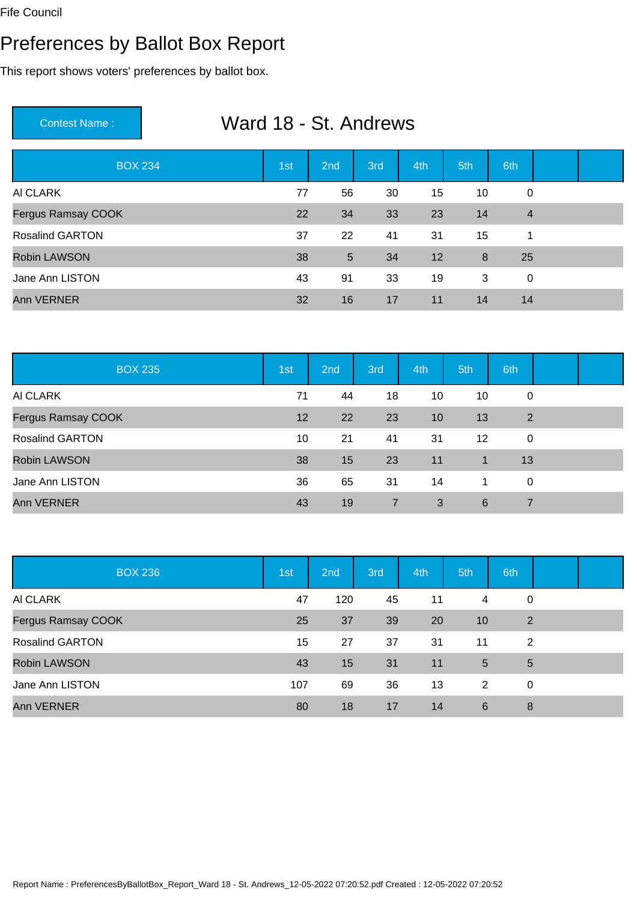Fife Council

# Preferences by Ballot Box Report

This report shows voters' preferences by ballot box.

**Contest Name :** Ward 18 - St. Andrews

| BOX 234 | 1st | 2nd | 3rd | 4th | 5th | 6th | | |
|---|---|---|---|---|---|---|---|---|
| Al CLARK | 77 | 56 | 30 | 15 | 10 | 0 | | |
| Fergus Ramsay COOK | 22 | 34 | 33 | 23 | 14 | 4 | | |
| Rosalind GARTON | 37 | 22 | 41 | 31 | 15 | 1 | | |
| Robin LAWSON | 38 | 5 | 34 | 12 | 8 | 25 | | |
| Jane Ann LISTON | 43 | 91 | 33 | 19 | 3 | 0 | | |
| Ann VERNER | 32 | 16 | 17 | 11 | 14 | 14 | | |

| BOX 235 | 1st | 2nd | 3rd | 4th | 5th | 6th | | |
|---|---|---|---|---|---|---|---|---|
| Al CLARK | 71 | 44 | 18 | 10 | 10 | 0 | | |
| Fergus Ramsay COOK | 12 | 22 | 23 | 10 | 13 | 2 | | |
| Rosalind GARTON | 10 | 21 | 41 | 31 | 12 | 0 | | |
| Robin LAWSON | 38 | 15 | 23 | 11 | 1 | 13 | | |
| Jane Ann LISTON | 36 | 65 | 31 | 14 | 1 | 0 | | |
| Ann VERNER | 43 | 19 | 7 | 3 | 6 | 7 | | |

| BOX 236 | 1st | 2nd | 3rd | 4th | 5th | 6th | | |
|---|---|---|---|---|---|---|---|---|
| Al CLARK | 47 | 120 | 45 | 11 | 4 | 0 | | |
| Fergus Ramsay COOK | 25 | 37 | 39 | 20 | 10 | 2 | | |
| Rosalind GARTON | 15 | 27 | 37 | 31 | 11 | 2 | | |
| Robin LAWSON | 43 | 15 | 31 | 11 | 5 | 5 | | |
| Jane Ann LISTON | 107 | 69 | 36 | 13 | 2 | 0 | | |
| Ann VERNER | 80 | 18 | 17 | 14 | 6 | 8 | | |

Report Name : PreferencesByBallotBox_Report_Ward 18 - St. Andrews_12-05-2022 07:20:52.pdf Created : 12-05-2022 07:20:52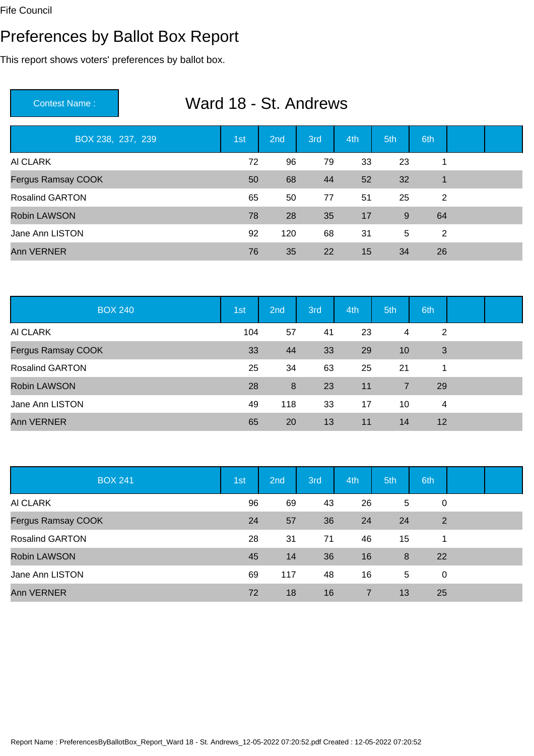Fife Council

# Preferences by Ballot Box Report

This report shows voters' preferences by ballot box.

**Contest Name :** Ward 18 - St. Andrews

| BOX 238, 237, 239 | 1st | 2nd | 3rd | 4th | 5th | 6th | | |
|---|---|---|---|---|---|---|---|---|
| Al CLARK | 72 | 96 | 79 | 33 | 23 | 1 | | |
| Fergus Ramsay COOK | 50 | 68 | 44 | 52 | 32 | 1 | | |
| Rosalind GARTON | 65 | 50 | 77 | 51 | 25 | 2 | | |
| Robin LAWSON | 78 | 28 | 35 | 17 | 9 | 64 | | |
| Jane Ann LISTON | 92 | 120 | 68 | 31 | 5 | 2 | | |
| Ann VERNER | 76 | 35 | 22 | 15 | 34 | 26 | | |

| BOX 240 | 1st | 2nd | 3rd | 4th | 5th | 6th | | |
|---|---|---|---|---|---|---|---|---|
| Al CLARK | 104 | 57 | 41 | 23 | 4 | 2 | | |
| Fergus Ramsay COOK | 33 | 44 | 33 | 29 | 10 | 3 | | |
| Rosalind GARTON | 25 | 34 | 63 | 25 | 21 | 1 | | |
| Robin LAWSON | 28 | 8 | 23 | 11 | 7 | 29 | | |
| Jane Ann LISTON | 49 | 118 | 33 | 17 | 10 | 4 | | |
| Ann VERNER | 65 | 20 | 13 | 11 | 14 | 12 | | |

| BOX 241 | 1st | 2nd | 3rd | 4th | 5th | 6th | | |
|---|---|---|---|---|---|---|---|---|
| Al CLARK | 96 | 69 | 43 | 26 | 5 | 0 | | |
| Fergus Ramsay COOK | 24 | 57 | 36 | 24 | 24 | 2 | | |
| Rosalind GARTON | 28 | 31 | 71 | 46 | 15 | 1 | | |
| Robin LAWSON | 45 | 14 | 36 | 16 | 8 | 22 | | |
| Jane Ann LISTON | 69 | 117 | 48 | 16 | 5 | 0 | | |
| Ann VERNER | 72 | 18 | 16 | 7 | 13 | 25 | | |

Report Name : PreferencesByBallotBox_Report_Ward 18 - St. Andrews_12-05-2022 07:20:52.pdf Created : 12-05-2022 07:20:52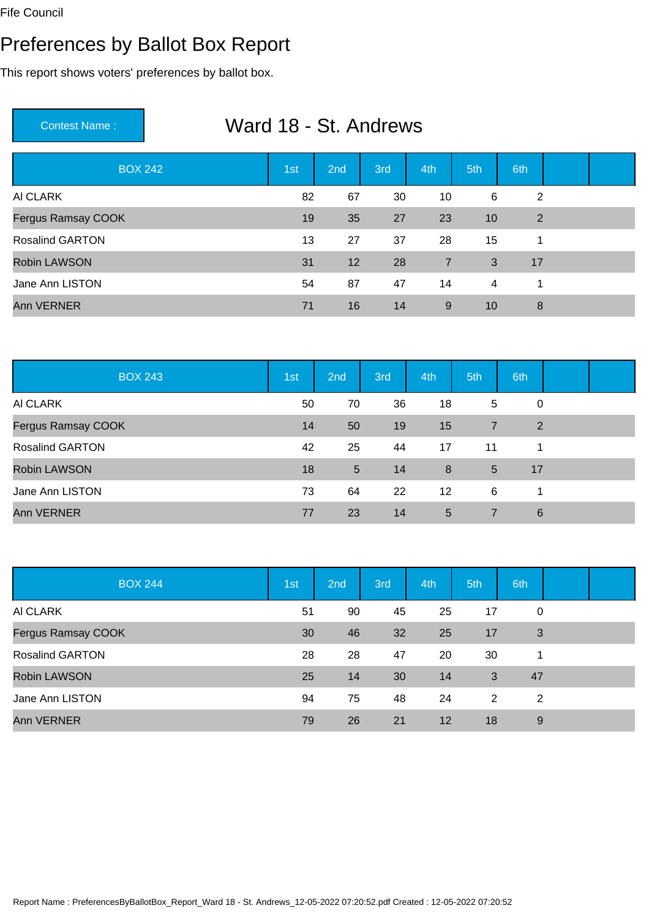Fife Council

# Preferences by Ballot Box Report

This report shows voters' preferences by ballot box.

**Contest Name :** Ward 18 - St. Andrews

| BOX 242 | 1st | 2nd | 3rd | 4th | 5th | 6th | | |
|---|---|---|---|---|---|---|---|---|
| Al CLARK | 82 | 67 | 30 | 10 | 6 | 2 | | |
| Fergus Ramsay COOK | 19 | 35 | 27 | 23 | 10 | 2 | | |
| Rosalind GARTON | 13 | 27 | 37 | 28 | 15 | 1 | | |
| Robin LAWSON | 31 | 12 | 28 | 7 | 3 | 17 | | |
| Jane Ann LISTON | 54 | 87 | 47 | 14 | 4 | 1 | | |
| Ann VERNER | 71 | 16 | 14 | 9 | 10 | 8 | | |

| BOX 243 | 1st | 2nd | 3rd | 4th | 5th | 6th | | |
|---|---|---|---|---|---|---|---|---|
| Al CLARK | 50 | 70 | 36 | 18 | 5 | 0 | | |
| Fergus Ramsay COOK | 14 | 50 | 19 | 15 | 7 | 2 | | |
| Rosalind GARTON | 42 | 25 | 44 | 17 | 11 | 1 | | |
| Robin LAWSON | 18 | 5 | 14 | 8 | 5 | 17 | | |
| Jane Ann LISTON | 73 | 64 | 22 | 12 | 6 | 1 | | |
| Ann VERNER | 77 | 23 | 14 | 5 | 7 | 6 | | |

| BOX 244 | 1st | 2nd | 3rd | 4th | 5th | 6th | | |
|---|---|---|---|---|---|---|---|---|
| Al CLARK | 51 | 90 | 45 | 25 | 17 | 0 | | |
| Fergus Ramsay COOK | 30 | 46 | 32 | 25 | 17 | 3 | | |
| Rosalind GARTON | 28 | 28 | 47 | 20 | 30 | 1 | | |
| Robin LAWSON | 25 | 14 | 30 | 14 | 3 | 47 | | |
| Jane Ann LISTON | 94 | 75 | 48 | 24 | 2 | 2 | | |
| Ann VERNER | 79 | 26 | 21 | 12 | 18 | 9 | | |

Report Name : PreferencesByBallotBox_Report_Ward 18 - St. Andrews_12-05-2022 07:20:52.pdf Created : 12-05-2022 07:20:52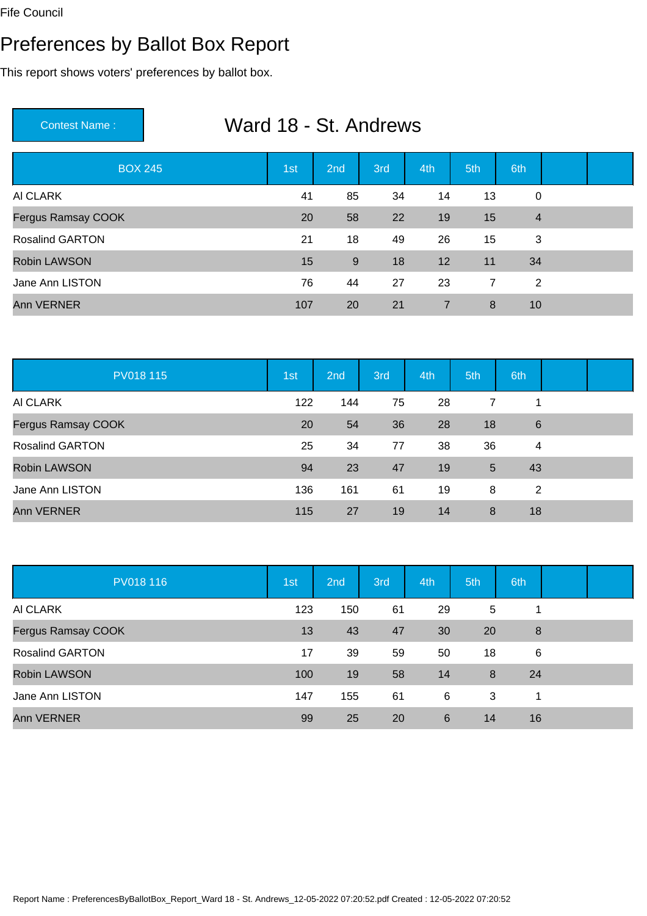Fife Council

# Preferences by Ballot Box Report

This report shows voters' preferences by ballot box.

**Contest Name :** Ward 18 - St. Andrews

| BOX 245 | 1st | 2nd | 3rd | 4th | 5th | 6th | | |
|---|---|---|---|---|---|---|---|---|
| Al CLARK | 41 | 85 | 34 | 14 | 13 | 0 | | |
| Fergus Ramsay COOK | 20 | 58 | 22 | 19 | 15 | 4 | | |
| Rosalind GARTON | 21 | 18 | 49 | 26 | 15 | 3 | | |
| Robin LAWSON | 15 | 9 | 18 | 12 | 11 | 34 | | |
| Jane Ann LISTON | 76 | 44 | 27 | 23 | 7 | 2 | | |
| Ann VERNER | 107 | 20 | 21 | 7 | 8 | 10 | | |

| PV018 115 | 1st | 2nd | 3rd | 4th | 5th | 6th | | |
|---|---|---|---|---|---|---|---|---|
| Al CLARK | 122 | 144 | 75 | 28 | 7 | 1 | | |
| Fergus Ramsay COOK | 20 | 54 | 36 | 28 | 18 | 6 | | |
| Rosalind GARTON | 25 | 34 | 77 | 38 | 36 | 4 | | |
| Robin LAWSON | 94 | 23 | 47 | 19 | 5 | 43 | | |
| Jane Ann LISTON | 136 | 161 | 61 | 19 | 8 | 2 | | |
| Ann VERNER | 115 | 27 | 19 | 14 | 8 | 18 | | |

| PV018 116 | 1st | 2nd | 3rd | 4th | 5th | 6th | | |
|---|---|---|---|---|---|---|---|---|
| Al CLARK | 123 | 150 | 61 | 29 | 5 | 1 | | |
| Fergus Ramsay COOK | 13 | 43 | 47 | 30 | 20 | 8 | | |
| Rosalind GARTON | 17 | 39 | 59 | 50 | 18 | 6 | | |
| Robin LAWSON | 100 | 19 | 58 | 14 | 8 | 24 | | |
| Jane Ann LISTON | 147 | 155 | 61 | 6 | 3 | 1 | | |
| Ann VERNER | 99 | 25 | 20 | 6 | 14 | 16 | | |

Report Name : PreferencesByBallotBox_Report_Ward 18 - St. Andrews_12-05-2022 07:20:52.pdf Created : 12-05-2022 07:20:52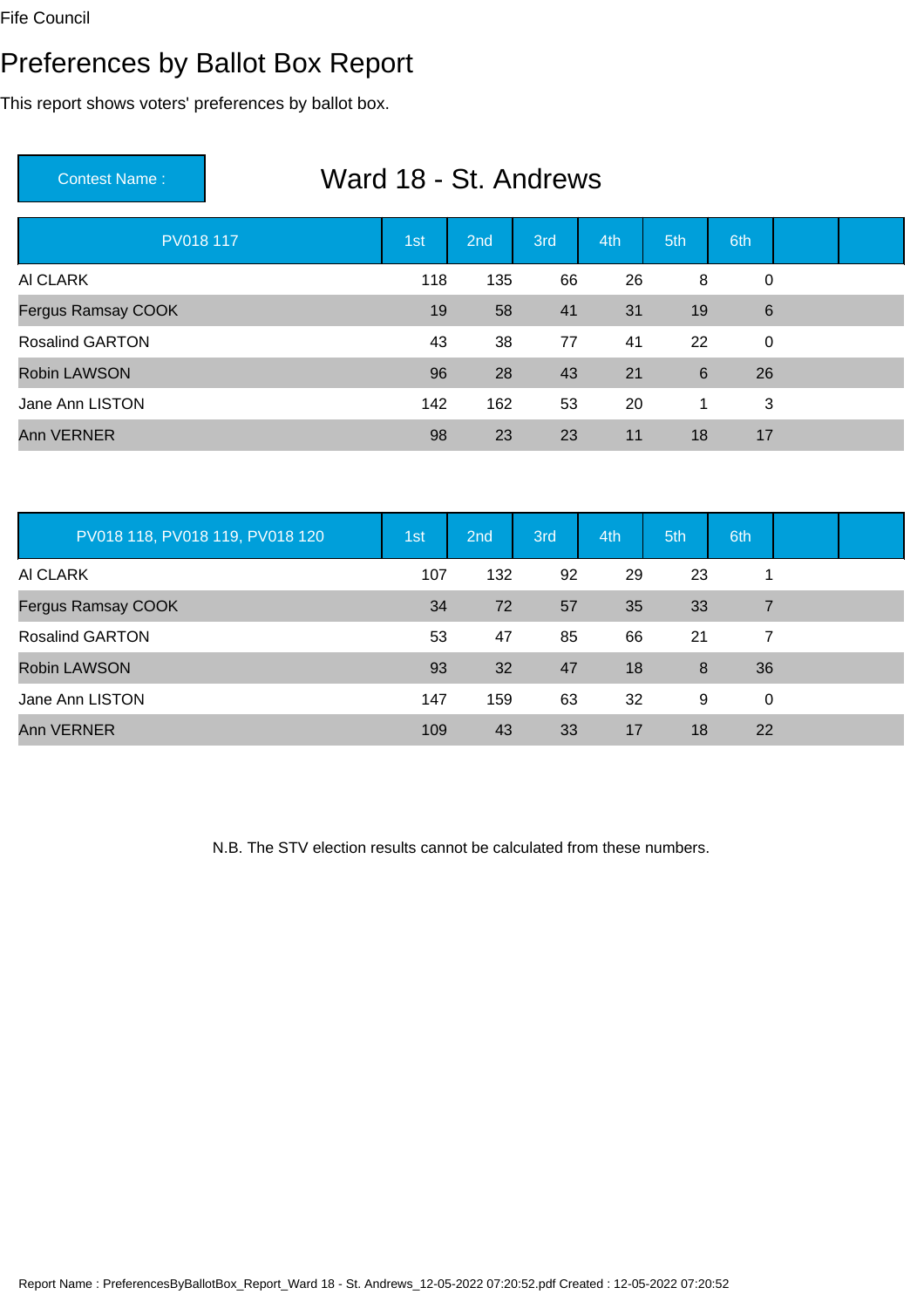Fife Council

# Preferences by Ballot Box Report

This report shows voters' preferences by ballot box.

**Contest Name :** Ward 18 - St. Andrews

| PV018 117 | 1st | 2nd | 3rd | 4th | 5th | 6th | | |
|---|---|---|---|---|---|---|---|---|
| Al CLARK | 118 | 135 | 66 | 26 | 8 | 0 | | |
| Fergus Ramsay COOK | 19 | 58 | 41 | 31 | 19 | 6 | | |
| Rosalind GARTON | 43 | 38 | 77 | 41 | 22 | 0 | | |
| Robin LAWSON | 96 | 28 | 43 | 21 | 6 | 26 | | |
| Jane Ann LISTON | 142 | 162 | 53 | 20 | 1 | 3 | | |
| Ann VERNER | 98 | 23 | 23 | 11 | 18 | 17 | | |

| PV018 118, PV018 119, PV018 120 | 1st | 2nd | 3rd | 4th | 5th | 6th | | |
|---|---|---|---|---|---|---|---|---|
| Al CLARK | 107 | 132 | 92 | 29 | 23 | 1 | | |
| Fergus Ramsay COOK | 34 | 72 | 57 | 35 | 33 | 7 | | |
| Rosalind GARTON | 53 | 47 | 85 | 66 | 21 | 7 | | |
| Robin LAWSON | 93 | 32 | 47 | 18 | 8 | 36 | | |
| Jane Ann LISTON | 147 | 159 | 63 | 32 | 9 | 0 | | |
| Ann VERNER | 109 | 43 | 33 | 17 | 18 | 22 | | |

N.B. The STV election results cannot be calculated from these numbers.

Report Name : PreferencesByBallotBox_Report_Ward 18 - St. Andrews_12-05-2022 07:20:52.pdf Created : 12-05-2022 07:20:52